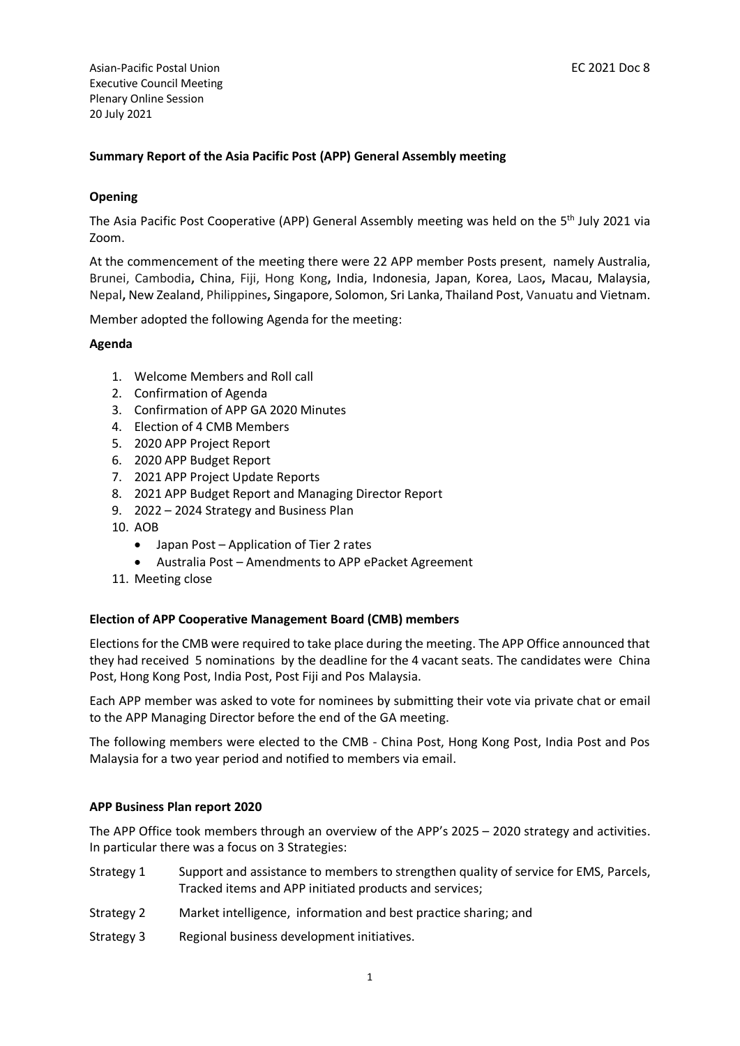Asian-Pacific Postal Union
Executive Council Meeting
Plenary Online Session
20 July 2021

EC 2021 Doc 8

**Summary Report of the Asia Pacific Post (APP) General Assembly meeting**

**Opening**

The Asia Pacific Post Cooperative (APP) General Assembly meeting was held on the 5th July 2021 via Zoom.

At the commencement of the meeting there were 22 APP member Posts present, namely Australia, Brunei, Cambodia, China, Fiji, Hong Kong, India, Indonesia, Japan, Korea, Laos, Macau, Malaysia, Nepal, New Zealand, Philippines, Singapore, Solomon, Sri Lanka, Thailand Post, Vanuatu and Vietnam.

Member adopted the following Agenda for the meeting:

**Agenda**

1. Welcome Members and Roll call
2. Confirmation of Agenda
3. Confirmation of APP GA 2020 Minutes
4. Election of 4 CMB Members
5. 2020 APP Project Report
6. 2020 APP Budget Report
7. 2021 APP Project Update Reports
8. 2021 APP Budget Report and Managing Director Report
9. 2022 – 2024 Strategy and Business Plan
10. AOB
    - Japan Post – Application of Tier 2 rates
    - Australia Post – Amendments to APP ePacket Agreement
11. Meeting close

**Election of APP Cooperative Management Board (CMB) members**

Elections for the CMB were required to take place during the meeting. The APP Office announced that they had received 5 nominations by the deadline for the 4 vacant seats. The candidates were China Post, Hong Kong Post, India Post, Post Fiji and Pos Malaysia.

Each APP member was asked to vote for nominees by submitting their vote via private chat or email to the APP Managing Director before the end of the GA meeting.

The following members were elected to the CMB - China Post, Hong Kong Post, India Post and Pos Malaysia for a two year period and notified to members via email.

**APP Business Plan report 2020**

The APP Office took members through an overview of the APP's 2025 – 2020 strategy and activities. In particular there was a focus on 3 Strategies:

Strategy 1 Support and assistance to members to strengthen quality of service for EMS, Parcels, Tracked items and APP initiated products and services;

Strategy 2 Market intelligence, information and best practice sharing; and

Strategy 3 Regional business development initiatives.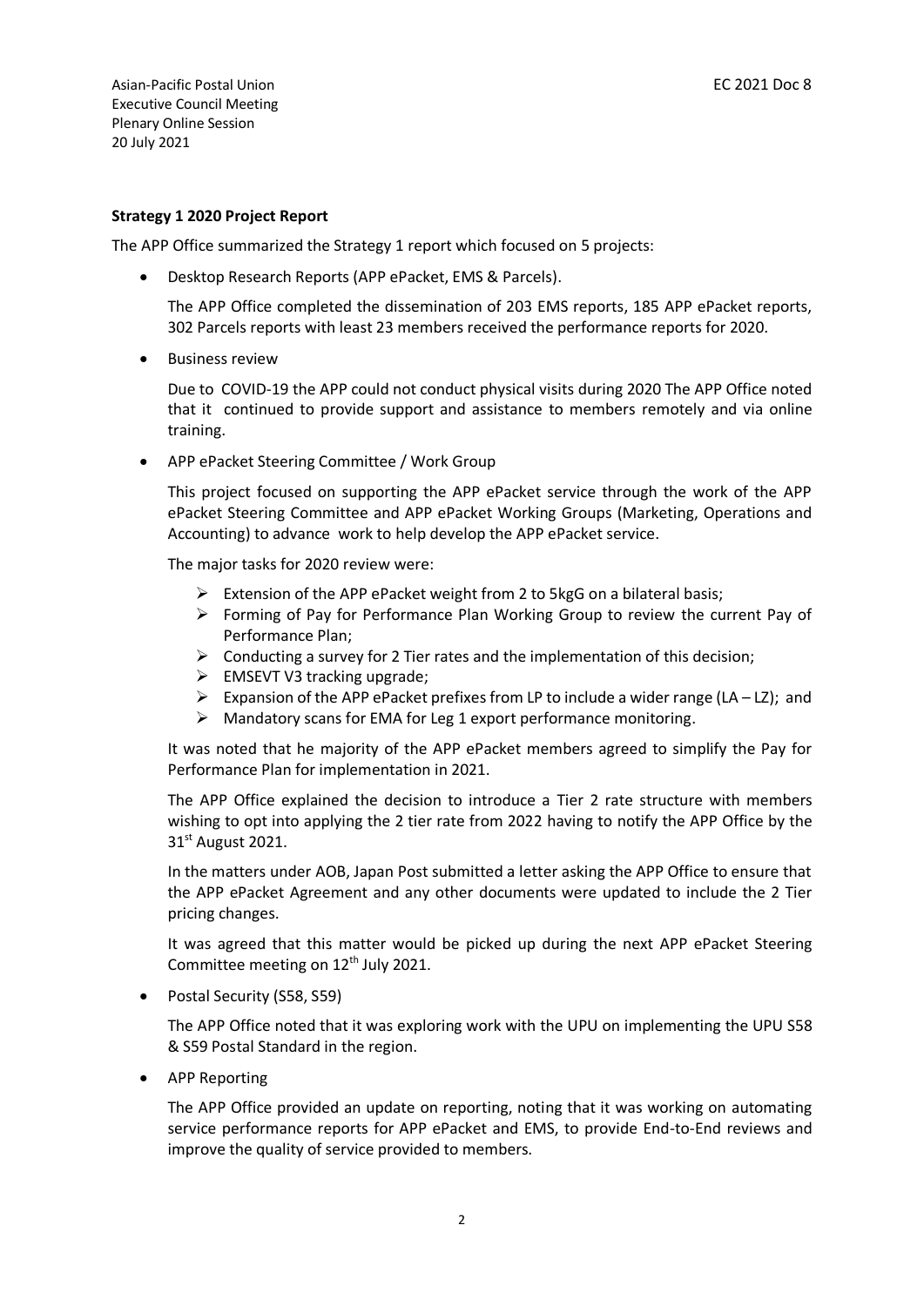Asian-Pacific Postal Union
Executive Council Meeting
Plenary Online Session
20 July 2021

EC 2021 Doc 8

**Strategy 1 2020 Project Report**

The APP Office summarized the Strategy 1 report which focused on 5 projects:

- Desktop Research Reports (APP ePacket, EMS & Parcels).

  The APP Office completed the dissemination of 203 EMS reports, 185 APP ePacket reports, 302 Parcels reports with least 23 members received the performance reports for 2020.

- Business review

  Due to COVID-19 the APP could not conduct physical visits during 2020 The APP Office noted that it continued to provide support and assistance to members remotely and via online training.

- APP ePacket Steering Committee / Work Group

  This project focused on supporting the APP ePacket service through the work of the APP ePacket Steering Committee and APP ePacket Working Groups (Marketing, Operations and Accounting) to advance work to help develop the APP ePacket service.

  The major tasks for 2020 review were:

  - Extension of the APP ePacket weight from 2 to 5kgG on a bilateral basis;
  - Forming of Pay for Performance Plan Working Group to review the current Pay of Performance Plan;
  - Conducting a survey for 2 Tier rates and the implementation of this decision;
  - EMSEVT V3 tracking upgrade;
  - Expansion of the APP ePacket prefixes from LP to include a wider range (LA – LZ); and
  - Mandatory scans for EMA for Leg 1 export performance monitoring.

  It was noted that he majority of the APP ePacket members agreed to simplify the Pay for Performance Plan for implementation in 2021.

  The APP Office explained the decision to introduce a Tier 2 rate structure with members wishing to opt into applying the 2 tier rate from 2022 having to notify the APP Office by the 31st August 2021.

  In the matters under AOB, Japan Post submitted a letter asking the APP Office to ensure that the APP ePacket Agreement and any other documents were updated to include the 2 Tier pricing changes.

  It was agreed that this matter would be picked up during the next APP ePacket Steering Committee meeting on 12th July 2021.

- Postal Security (S58, S59)

  The APP Office noted that it was exploring work with the UPU on implementing the UPU S58 & S59 Postal Standard in the region.

- APP Reporting

  The APP Office provided an update on reporting, noting that it was working on automating service performance reports for APP ePacket and EMS, to provide End-to-End reviews and improve the quality of service provided to members.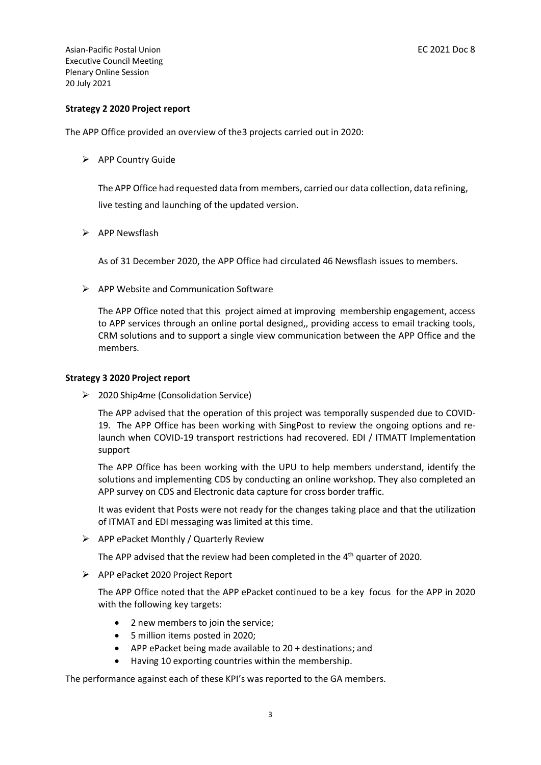Asian-Pacific Postal Union
Executive Council Meeting
Plenary Online Session
20 July 2021

EC 2021 Doc 8

**Strategy 2 2020 Project report**

The APP Office provided an overview of the3 projects carried out in 2020:

- APP Country Guide

  The APP Office had requested data from members, carried our data collection, data refining, live testing and launching of the updated version.

- APP Newsflash

  As of 31 December 2020, the APP Office had circulated 46 Newsflash issues to members.

- APP Website and Communication Software

  The APP Office noted that this project aimed at improving membership engagement, access to APP services through an online portal designed,, providing access to email tracking tools, CRM solutions and to support a single view communication between the APP Office and the members.

**Strategy 3 2020 Project report**

- 2020 Ship4me (Consolidation Service)

  The APP advised that the operation of this project was temporally suspended due to COVID-19. The APP Office has been working with SingPost to review the ongoing options and re-launch when COVID-19 transport restrictions had recovered. EDI / ITMATT Implementation support

  The APP Office has been working with the UPU to help members understand, identify the solutions and implementing CDS by conducting an online workshop. They also completed an APP survey on CDS and Electronic data capture for cross border traffic.

  It was evident that Posts were not ready for the changes taking place and that the utilization of ITMAT and EDI messaging was limited at this time.

- APP ePacket Monthly / Quarterly Review

  The APP advised that the review had been completed in the 4th quarter of 2020.

- APP ePacket 2020 Project Report

  The APP Office noted that the APP ePacket continued to be a key focus for the APP in 2020 with the following key targets:

  - 2 new members to join the service;
  - 5 million items posted in 2020;
  - APP ePacket being made available to 20 + destinations; and
  - Having 10 exporting countries within the membership.

The performance against each of these KPI's was reported to the GA members.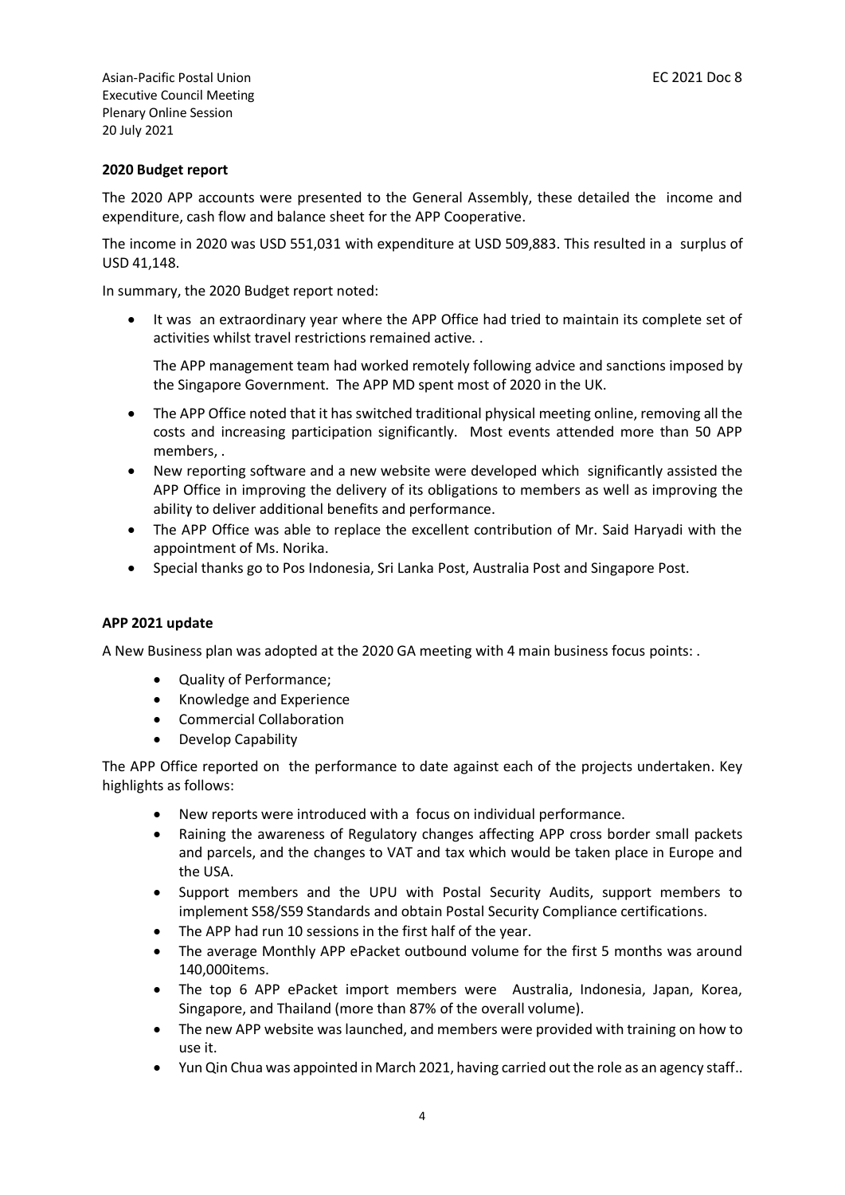Asian-Pacific Postal Union
Executive Council Meeting
Plenary Online Session
20 July 2021

EC 2021 Doc 8

**2020 Budget report**

The 2020 APP accounts were presented to the General Assembly, these detailed the income and expenditure, cash flow and balance sheet for the APP Cooperative.

The income in 2020 was USD 551,031 with expenditure at USD 509,883. This resulted in a surplus of USD 41,148.

In summary, the 2020 Budget report noted:

- It was an extraordinary year where the APP Office had tried to maintain its complete set of activities whilst travel restrictions remained active. .

  The APP management team had worked remotely following advice and sanctions imposed by the Singapore Government. The APP MD spent most of 2020 in the UK.

- The APP Office noted that it has switched traditional physical meeting online, removing all the costs and increasing participation significantly. Most events attended more than 50 APP members, .
- New reporting software and a new website were developed which significantly assisted the APP Office in improving the delivery of its obligations to members as well as improving the ability to deliver additional benefits and performance.
- The APP Office was able to replace the excellent contribution of Mr. Said Haryadi with the appointment of Ms. Norika.
- Special thanks go to Pos Indonesia, Sri Lanka Post, Australia Post and Singapore Post.

**APP 2021 update**

A New Business plan was adopted at the 2020 GA meeting with 4 main business focus points: .

- Quality of Performance;
- Knowledge and Experience
- Commercial Collaboration
- Develop Capability

The APP Office reported on the performance to date against each of the projects undertaken. Key highlights as follows:

- New reports were introduced with a focus on individual performance.
- Raining the awareness of Regulatory changes affecting APP cross border small packets and parcels, and the changes to VAT and tax which would be taken place in Europe and the USA.
- Support members and the UPU with Postal Security Audits, support members to implement S58/S59 Standards and obtain Postal Security Compliance certifications.
- The APP had run 10 sessions in the first half of the year.
- The average Monthly APP ePacket outbound volume for the first 5 months was around 140,000items.
- The top 6 APP ePacket import members were Australia, Indonesia, Japan, Korea, Singapore, and Thailand (more than 87% of the overall volume).
- The new APP website was launched, and members were provided with training on how to use it.
- Yun Qin Chua was appointed in March 2021, having carried out the role as an agency staff..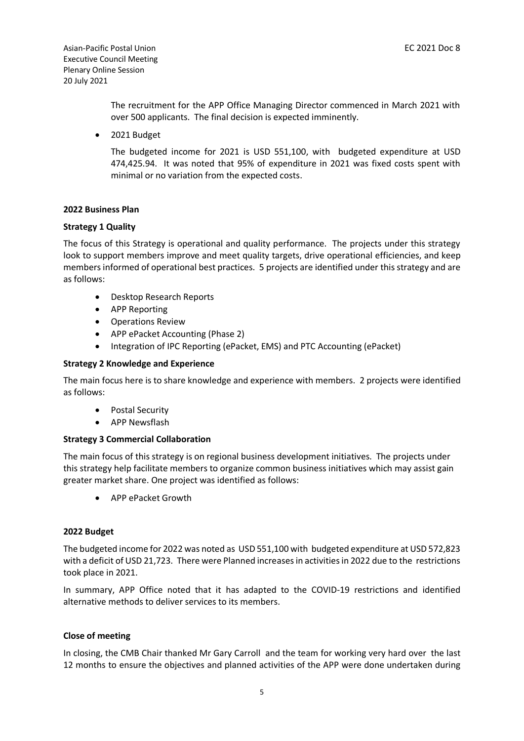The recruitment for the APP Office Managing Director commenced in March 2021 with over 500 applicants. The final decision is expected imminently.

- 2021 Budget

  The budgeted income for 2021 is USD 551,100, with budgeted expenditure at USD 474,425.94. It was noted that 95% of expenditure in 2021 was fixed costs spent with minimal or no variation from the expected costs.

**2022 Business Plan**

**Strategy 1 Quality**

The focus of this Strategy is operational and quality performance. The projects under this strategy look to support members improve and meet quality targets, drive operational efficiencies, and keep members informed of operational best practices. 5 projects are identified under this strategy and are as follows:

- Desktop Research Reports
- APP Reporting
- Operations Review
- APP ePacket Accounting (Phase 2)
- Integration of IPC Reporting (ePacket, EMS) and PTC Accounting (ePacket)

**Strategy 2 Knowledge and Experience**

The main focus here is to share knowledge and experience with members. 2 projects were identified as follows:

- Postal Security
- APP Newsflash

**Strategy 3 Commercial Collaboration**

The main focus of this strategy is on regional business development initiatives. The projects under this strategy help facilitate members to organize common business initiatives which may assist gain greater market share. One project was identified as follows:

- APP ePacket Growth

**2022 Budget**

The budgeted income for 2022 was noted as USD 551,100 with budgeted expenditure at USD 572,823 with a deficit of USD 21,723. There were Planned increases in activities in 2022 due to the restrictions took place in 2021.

In summary, APP Office noted that it has adapted to the COVID-19 restrictions and identified alternative methods to deliver services to its members.

**Close of meeting**

In closing, the CMB Chair thanked Mr Gary Carroll and the team for working very hard over the last 12 months to ensure the objectives and planned activities of the APP were done undertaken during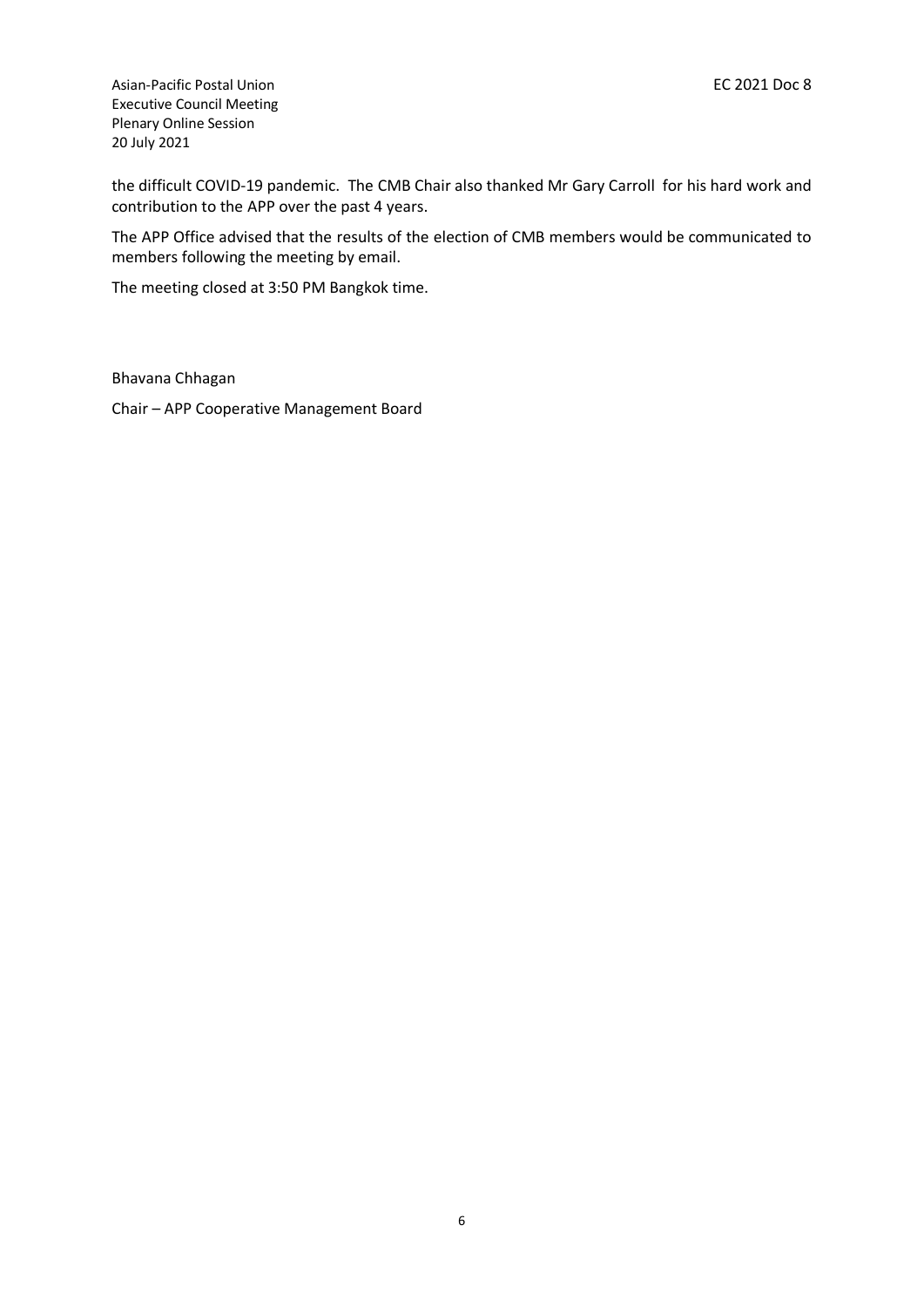the difficult COVID-19 pandemic. The CMB Chair also thanked Mr Gary Carroll for his hard work and contribution to the APP over the past 4 years.

The APP Office advised that the results of the election of CMB members would be communicated to members following the meeting by email.

The meeting closed at 3:50 PM Bangkok time.

Bhavana Chhagan

Chair – APP Cooperative Management Board